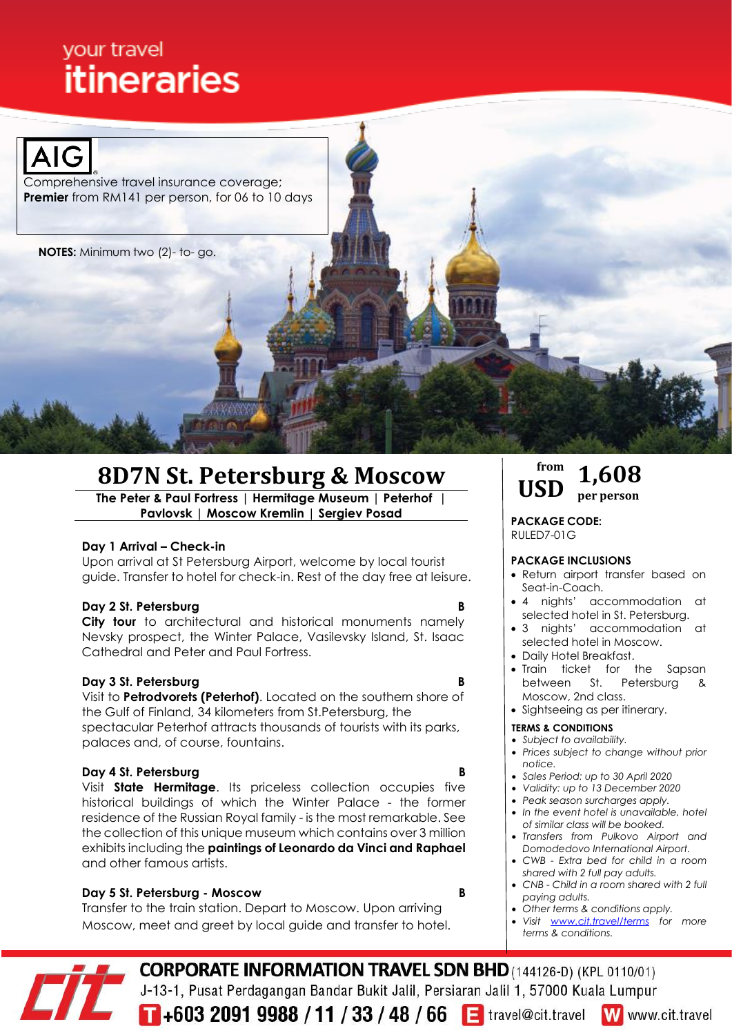your travel
# itineraries

AIG
Comprehensive travel insurance coverage;
**Premier** from RM141 per person, for 06 to 10 days

**NOTES:** Minimum two (2)- to- go.

# 8D7N St. Petersburg & Moscow

**The Peter & Paul Fortress | Hermitage Museum | Peterhof | Pavlovsk | Moscow Kremlin | Sergiev Posad**

**Day 1 Arrival – Check-in**
Upon arrival at St Petersburg Airport, welcome by local tourist guide. Transfer to hotel for check-in. Rest of the day free at leisure.

**Day 2 St. Petersburg** **B**
**City tour** to architectural and historical monuments namely Nevsky prospect, the Winter Palace, Vasilevsky Island, St. Isaac Cathedral and Peter and Paul Fortress.

**Day 3 St. Petersburg** **B**
Visit to **Petrodvorets (Peterhof)**. Located on the southern shore of the Gulf of Finland, 34 kilometers from St.Petersburg, the spectacular Peterhof attracts thousands of tourists with its parks, palaces and, of course, fountains.

**Day 4 St. Petersburg** **B**
Visit **State Hermitage**. Its priceless collection occupies five historical buildings of which the Winter Palace - the former residence of the Russian Royal family - is the most remarkable. See the collection of this unique museum which contains over 3 million exhibits including the **paintings of Leonardo da Vinci and Raphael** and other famous artists.

**Day 5 St. Petersburg - Moscow** **B**
Transfer to the train station. Depart to Moscow. Upon arriving Moscow, meet and greet by local guide and transfer to hotel.

from **USD 1,608** per person

**PACKAGE CODE:**
RULED7-01G

**PACKAGE INCLUSIONS**
- Return airport transfer based on Seat-in-Coach.
- 4 nights' accommodation at selected hotel in St. Petersburg.
- 3 nights' accommodation at selected hotel in Moscow.
- Daily Hotel Breakfast.
- Train ticket for the Sapsan between St. Petersburg & Moscow, 2nd class.
- Sightseeing as per itinerary.

**TERMS & CONDITIONS**
- *Subject to availability.*
- *Prices subject to change without prior notice.*
- *Sales Period: up to 30 April 2020*
- *Validity: up to 13 December 2020*
- *Peak season surcharges apply.*
- *In the event hotel is unavailable, hotel of similar class will be booked.*
- *Transfers from Pulkovo Airport and Domodedovo International Airport.*
- *CWB - Extra bed for child in a room shared with 2 full pay adults.*
- *CNB - Child in a room shared with 2 full paying adults.*
- *Other terms & conditions apply.*
- *Visit www.cit.travel/terms for more terms & conditions.*

**CORPORATE INFORMATION TRAVEL SDN BHD** (144126-D) (KPL 0110/01)
J-13-1, Pusat Perdagangan Bandar Bukit Jalil, Persiaran Jalil 1, 57000 Kuala Lumpur
T +603 2091 9988 / 11 / 33 / 48 / 66 E travel@cit.travel W www.cit.travel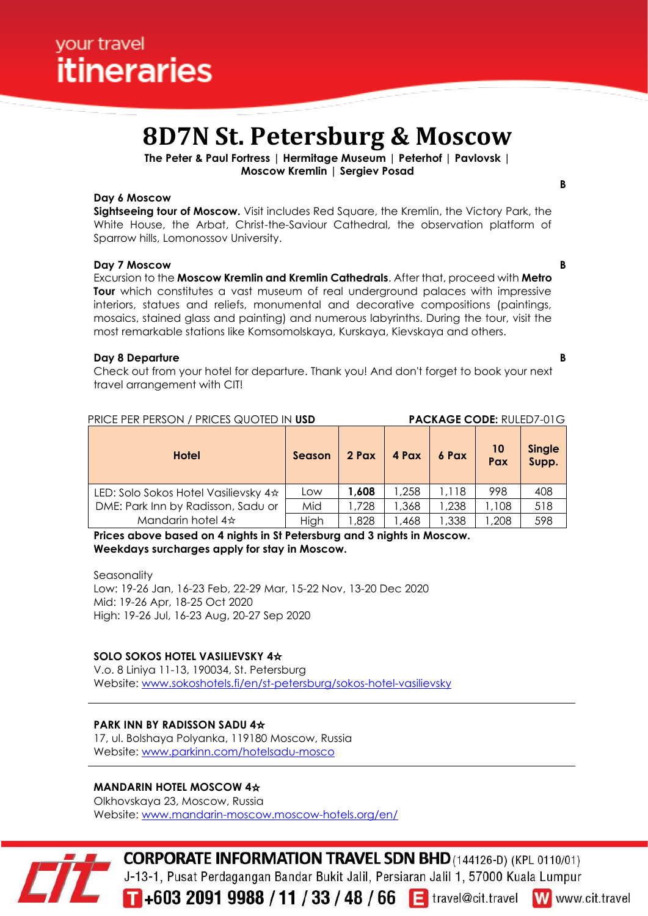# 8D7N St. Petersburg & Moscow

**The Peter & Paul Fortress | Hermitage Museum | Peterhof | Pavlovsk | Moscow Kremlin | Sergiev Posad**

**Day 6 Moscow** **B**

**Sightseeing tour of Moscow.** Visit includes Red Square, the Kremlin, the Victory Park, the White House, the Arbat, Christ-the-Saviour Cathedral, the observation platform of Sparrow hills, Lomonossov University.

**Day 7 Moscow** **B**

Excursion to the **Moscow Kremlin and Kremlin Cathedrals**. After that, proceed with **Metro Tour** which constitutes a vast museum of real underground palaces with impressive interiors, statues and reliefs, monumental and decorative compositions (paintings, mosaics, stained glass and painting) and numerous labyrinths. During the tour, visit the most remarkable stations like Komsomolskaya, Kurskaya, Kievskaya and others.

**Day 8 Departure** **B**

Check out from your hotel for departure. Thank you! And don't forget to book your next travel arrangement with CIT!

PRICE PER PERSON / PRICES QUOTED IN **USD** **PACKAGE CODE:** RULED7-01G

| Hotel | Season | 2 Pax | 4 Pax | 6 Pax | 10 Pax | Single Supp. |
|---|---|---|---|---|---|---|
| LED: Solo Sokos Hotel Vasilievsky 4☆ DME: Park Inn by Radisson, Sadu or Mandarin hotel 4☆ | Low | **1,608** | 1,258 | 1,118 | 998 | 408 |
| | Mid | 1,728 | 1,368 | 1,238 | 1,108 | 518 |
| | High | 1,828 | 1,468 | 1,338 | 1,208 | 598 |

**Prices above based on 4 nights in St Petersburg and 3 nights in Moscow.**
**Weekdays surcharges apply for stay in Moscow.**

Seasonality
Low: 19-26 Jan, 16-23 Feb, 22-29 Mar, 15-22 Nov, 13-20 Dec 2020
Mid: 19-26 Apr, 18-25 Oct 2020
High: 19-26 Jul, 16-23 Aug, 20-27 Sep 2020

**SOLO SOKOS HOTEL VASILIEVSKY 4☆**
V.o. 8 Liniya 11-13, 190034, St. Petersburg
Website: www.sokoshotels.fi/en/st-petersburg/sokos-hotel-vasilievsky

---

**PARK INN BY RADISSON SADU 4☆**
17, ul. Bolshaya Polyanka, 119180 Moscow, Russia
Website: www.parkinn.com/hotelsadu-mosco

---

**MANDARIN HOTEL MOSCOW 4☆**
Olkhovskaya 23, Moscow, Russia
Website: www.mandarin-moscow.moscow-hotels.org/en/

**CORPORATE INFORMATION TRAVEL SDN BHD** (144126-D) (KPL 0110/01)
J-13-1, Pusat Perdagangan Bandar Bukit Jalil, Persiaran Jalil 1, 57000 Kuala Lumpur
T +603 2091 9988 / 11 / 33 / 48 / 66 E travel@cit.travel W www.cit.travel